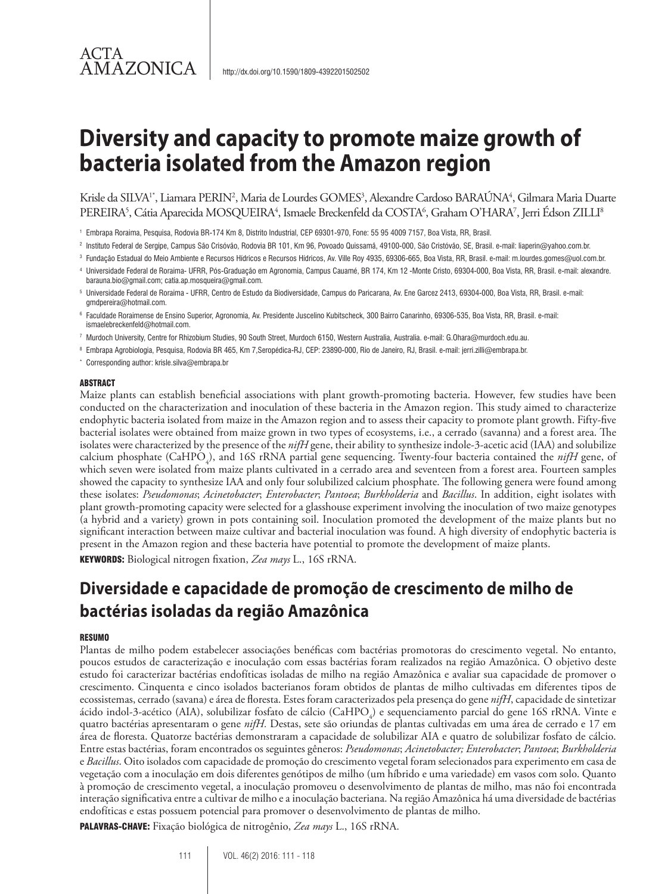ACTA AMAZONICA

http://dx.doi.org/10.1590/1809-4392201502502

# Diversity and capacity to promote maize growth of bacteria isolated from the Amazon region

Krisle da SILVA[1*], Liamara PERIN[2], Maria de Lourdes GOMES[3], Alexandre Cardoso BARAÚNA[4], Gilmara Maria Duarte PEREIRA[5], Cátia Aparecida MOSQUEIRA[4], Ismaele Breckenfeld da COSTA[6], Graham O'HARA[7], Jerri Édson ZILLI[8]

[1] Embrapa Roraima, Pesquisa, Rodovia BR-174 Km 8, Distrito Industrial, CEP 69301-970, Fone: 55 95 4009 7157, Boa Vista, RR, Brasil.

[2] Instituto Federal de Sergipe, Campus São Crisóvão, Rodovia BR 101, Km 96, Povoado Quissamã, 49100-000, São Cristóvão, SE, Brasil. e-mail: liaperin@yahoo.com.br.

[3] Fundação Estadual do Meio Ambiente e Recursos Hídricos e Recursos Hidricos, Av. Ville Roy 4935, 69306-665, Boa Vista, RR, Brasil. e-mail: m.lourdes.gomes@uol.com.br.

[4] Universidade Federal de Roraima- UFRR, Pós-Graduação em Agronomia, Campus Cauamé, BR 174, Km 12 -Monte Cristo, 69304-000, Boa Vista, RR, Brasil. e-mail: alexandre.barauna.bio@gmail.com; catia.ap.mosqueira@gmail.com.

[5] Universidade Federal de Roraima - UFRR, Centro de Estudo da Biodiversidade, Campus do Paricarana, Av. Ene Garcez 2413, 69304-000, Boa Vista, RR, Brasil. e-mail: gmdpereira@hotmail.com.

[6] Faculdade Roraimense de Ensino Superior, Agronomia, Av. Presidente Juscelino Kubitscheck, 300 Bairro Canarinho, 69306-535, Boa Vista, RR, Brasil. e-mail: ismaelebreckenfeld@hotmail.com.

[7] Murdoch University, Centre for Rhizobium Studies, 90 South Street, Murdoch 6150, Western Australia, Australia. e-mail: G.Ohara@murdoch.edu.au.

[8] Embrapa Agrobiologia, Pesquisa, Rodovia BR 465, Km 7,Seropédica-RJ, CEP: 23890-000, Rio de Janeiro, RJ, Brasil. e-mail: jerri.zilli@embrapa.br.

* Corresponding author: krisle.silva@embrapa.br

## ABSTRACT

Maize plants can establish beneficial associations with plant growth-promoting bacteria. However, few studies have been conducted on the characterization and inoculation of these bacteria in the Amazon region. This study aimed to characterize endophytic bacteria isolated from maize in the Amazon region and to assess their capacity to promote plant growth. Fifty-five bacterial isolates were obtained from maize grown in two types of ecosystems, i.e., a cerrado (savanna) and a forest area. The isolates were characterized by the presence of the *nifH* gene, their ability to synthesize indole-3-acetic acid (IAA) and solubilize calcium phosphate ($CaHPO_4$), and 16S rRNA partial gene sequencing. Twenty-four bacteria contained the *nifH* gene, of which seven were isolated from maize plants cultivated in a cerrado area and seventeen from a forest area. Fourteen samples showed the capacity to synthesize IAA and only four solubilized calcium phosphate. The following genera were found among these isolates: *Pseudomonas*; *Acinetobacter*; *Enterobacter*; *Pantoea*; *Burkholderia* and *Bacillus*. In addition, eight isolates with plant growth-promoting capacity were selected for a glasshouse experiment involving the inoculation of two maize genotypes (a hybrid and a variety) grown in pots containing soil. Inoculation promoted the development of the maize plants but no significant interaction between maize cultivar and bacterial inoculation was found. A high diversity of endophytic bacteria is present in the Amazon region and these bacteria have potential to promote the development of maize plants.

**KEYWORDS:** Biological nitrogen fixation, *Zea mays* L., 16S rRNA.

# Diversidade e capacidade de promoção de crescimento de milho de bactérias isoladas da região Amazônica

## RESUMO

Plantas de milho podem estabelecer associações benéficas com bactérias promotoras do crescimento vegetal. No entanto, poucos estudos de caracterização e inoculação com essas bactérias foram realizados na região Amazônica. O objetivo deste estudo foi caracterizar bactérias endofíticas isoladas de milho na região Amazônica e avaliar sua capacidade de promover o crescimento. Cinquenta e cinco isolados bacterianos foram obtidos de plantas de milho cultivadas em diferentes tipos de ecossistemas, cerrado (savana) e área de floresta. Estes foram caracterizados pela presença do gene *nifH*, capacidade de sintetizar ácido indol-3-acético (AIA), solubilizar fosfato de cálcio ($CaHPO_4$) e sequenciamento parcial do gene 16S rRNA. Vinte e quatro bactérias apresentaram o gene *nifH*. Destas, sete são oriundas de plantas cultivadas em uma área de cerrado e 17 em área de floresta. Quatorze bactérias demonstraram a capacidade de solubilizar AIA e quatro de solubilizar fosfato de cálcio. Entre estas bactérias, foram encontrados os seguintes gêneros: *Pseudomonas*; *Acinetobacter; Enterobacter*; *Pantoea*; *Burkholderia* e *Bacillus*. Oito isolados com capacidade de promoção do crescimento vegetal foram selecionados para experimento em casa de vegetação com a inoculação em dois diferentes genótipos de milho (um híbrido e uma variedade) em vasos com solo. Quanto à promoção de crescimento vegetal, a inoculação promoveu o desenvolvimento de plantas de milho, mas não foi encontrada interação significativa entre a cultivar de milho e a inoculação bacteriana. Na região Amazônica há uma diversidade de bactérias endofíticas e estas possuem potencial para promover o desenvolvimento de plantas de milho.

**PALAVRAS-CHAVE:** Fixação biológica de nitrogênio, *Zea mays* L., 16S rRNA.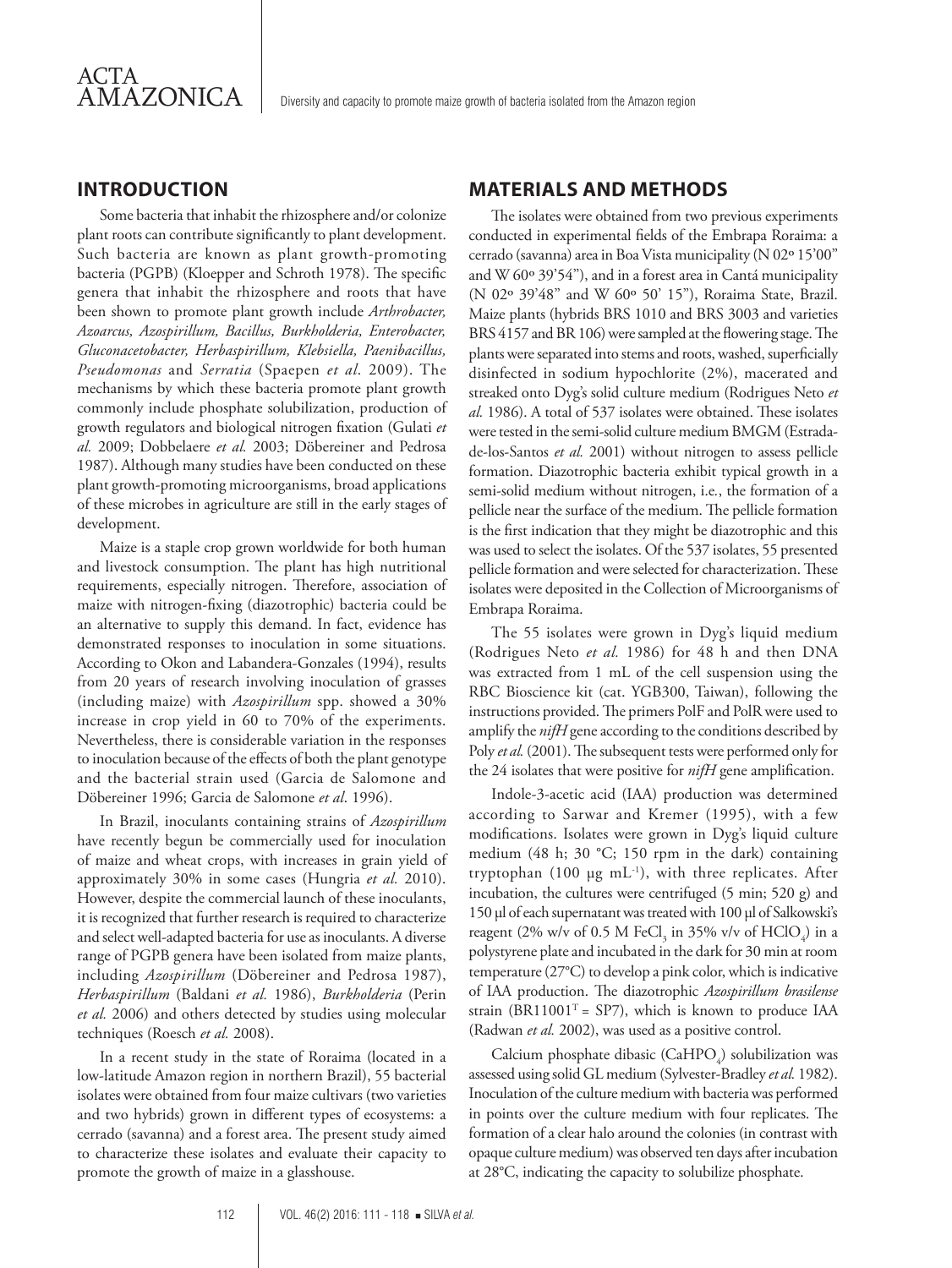## INTRODUCTION

Some bacteria that inhabit the rhizosphere and/or colonize plant roots can contribute significantly to plant development. Such bacteria are known as plant growth-promoting bacteria (PGPB) (Kloepper and Schroth 1978). The specific genera that inhabit the rhizosphere and roots that have been shown to promote plant growth include *Arthrobacter, Azoarcus, Azospirillum, Bacillus, Burkholderia, Enterobacter, Gluconacetobacter, Herbaspirillum, Klebsiella, Paenibacillus, Pseudomonas* and *Serratia* (Spaepen *et al*. 2009). The mechanisms by which these bacteria promote plant growth commonly include phosphate solubilization, production of growth regulators and biological nitrogen fixation (Gulati *et al.* 2009; Dobbelaere *et al.* 2003; Döbereiner and Pedrosa 1987). Although many studies have been conducted on these plant growth-promoting microorganisms, broad applications of these microbes in agriculture are still in the early stages of development.

Maize is a staple crop grown worldwide for both human and livestock consumption. The plant has high nutritional requirements, especially nitrogen. Therefore, association of maize with nitrogen-fixing (diazotrophic) bacteria could be an alternative to supply this demand. In fact, evidence has demonstrated responses to inoculation in some situations. According to Okon and Labandera-Gonzales (1994), results from 20 years of research involving inoculation of grasses (including maize) with *Azospirillum* spp. showed a 30% increase in crop yield in 60 to 70% of the experiments. Nevertheless, there is considerable variation in the responses to inoculation because of the effects of both the plant genotype and the bacterial strain used (Garcia de Salomone and Döbereiner 1996; Garcia de Salomone *et al*. 1996).

In Brazil, inoculants containing strains of *Azospirillum* have recently begun be commercially used for inoculation of maize and wheat crops, with increases in grain yield of approximately 30% in some cases (Hungria *et al.* 2010). However, despite the commercial launch of these inoculants, it is recognized that further research is required to characterize and select well-adapted bacteria for use as inoculants. A diverse range of PGPB genera have been isolated from maize plants, including *Azospirillum* (Döbereiner and Pedrosa 1987), *Herbaspirillum* (Baldani *et al.* 1986), *Burkholderia* (Perin *et al.* 2006) and others detected by studies using molecular techniques (Roesch *et al.* 2008).

In a recent study in the state of Roraima (located in a low-latitude Amazon region in northern Brazil), 55 bacterial isolates were obtained from four maize cultivars (two varieties and two hybrids) grown in different types of ecosystems: a cerrado (savanna) and a forest area. The present study aimed to characterize these isolates and evaluate their capacity to promote the growth of maize in a glasshouse.

## MATERIALS AND METHODS

The isolates were obtained from two previous experiments conducted in experimental fields of the Embrapa Roraima: a cerrado (savanna) area in Boa Vista municipality (N 02º 15'00" and W 60º 39'54"), and in a forest area in Cantá municipality (N 02º 39'48" and W 60º 50' 15"), Roraima State, Brazil. Maize plants (hybrids BRS 1010 and BRS 3003 and varieties BRS 4157 and BR 106) were sampled at the flowering stage. The plants were separated into stems and roots, washed, superficially disinfected in sodium hypochlorite (2%), macerated and streaked onto Dyg's solid culture medium (Rodrigues Neto *et al.* 1986). A total of 537 isolates were obtained. These isolates were tested in the semi-solid culture medium BMGM (Estrada-de-los-Santos *et al.* 2001) without nitrogen to assess pellicle formation. Diazotrophic bacteria exhibit typical growth in a semi-solid medium without nitrogen, i.e., the formation of a pellicle near the surface of the medium. The pellicle formation is the first indication that they might be diazotrophic and this was used to select the isolates. Of the 537 isolates, 55 presented pellicle formation and were selected for characterization. These isolates were deposited in the Collection of Microorganisms of Embrapa Roraima.

The 55 isolates were grown in Dyg's liquid medium (Rodrigues Neto *et al.* 1986) for 48 h and then DNA was extracted from 1 mL of the cell suspension using the RBC Bioscience kit (cat. YGB300, Taiwan), following the instructions provided. The primers PolF and PolR were used to amplify the *nifH* gene according to the conditions described by Poly *et al.* (2001). The subsequent tests were performed only for the 24 isolates that were positive for *nifH* gene amplification.

Indole-3-acetic acid (IAA) production was determined according to Sarwar and Kremer (1995), with a few modifications. Isolates were grown in Dyg's liquid culture medium (48 h; 30 °C; 150 rpm in the dark) containing tryptophan (100 µg mL$^{-1}$), with three replicates. After incubation, the cultures were centrifuged (5 min; 520 g) and 150 µl of each supernatant was treated with 100 µl of Salkowski's reagent (2% w/v of 0.5 M $FeCl_3$ in 35% v/v of $HClO_4$) in a polystyrene plate and incubated in the dark for 30 min at room temperature (27°C) to develop a pink color, which is indicative of IAA production. The diazotrophic *Azospirillum brasilense* strain (BR11001$^T$ = SP7), which is known to produce IAA (Radwan *et al.* 2002), was used as a positive control.

Calcium phosphate dibasic ($CaHPO_4$) solubilization was assessed using solid GL medium (Sylvester-Bradley *et al.* 1982). Inoculation of the culture medium with bacteria was performed in points over the culture medium with four replicates. The formation of a clear halo around the colonies (in contrast with opaque culture medium) was observed ten days after incubation at 28°C, indicating the capacity to solubilize phosphate.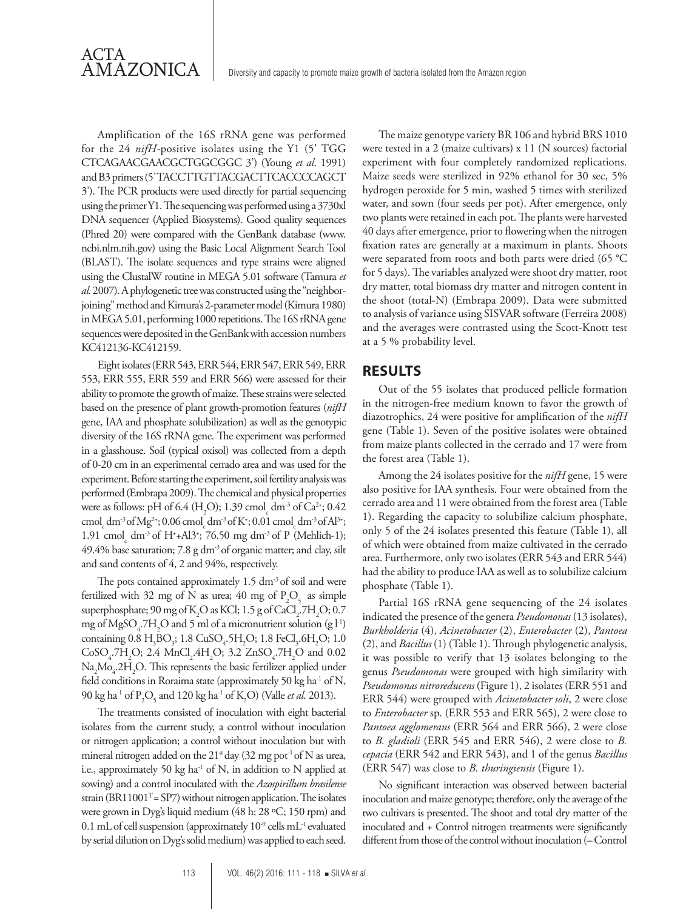Amplification of the 16S rRNA gene was performed for the 24 *nifH*-positive isolates using the Y1 (5' TGG CTCAGAACGAACGCTGGCGGC 3') (Young *et al.* 1991) and B3 primers (5' TACCTTGTTACGACTTCACCCCAGCT 3'). The PCR products were used directly for partial sequencing using the primer Y1. The sequencing was performed using a 3730xl DNA sequencer (Applied Biosystems). Good quality sequences (Phred 20) were compared with the GenBank database (www.ncbi.nlm.nih.gov) using the Basic Local Alignment Search Tool (BLAST). The isolate sequences and type strains were aligned using the ClustalW routine in MEGA 5.01 software (Tamura *et al.* 2007). A phylogenetic tree was constructed using the "neighbor-joining" method and Kimura's 2-parameter model (Kimura 1980) in MEGA 5.01, performing 1000 repetitions. The 16S rRNA gene sequences were deposited in the GenBank with accession numbers KC412136-KC412159.

Eight isolates (ERR 543, ERR 544, ERR 547, ERR 549, ERR 553, ERR 555, ERR 559 and ERR 566) were assessed for their ability to promote the growth of maize. These strains were selected based on the presence of plant growth-promotion features (*nifH* gene, IAA and phosphate solubilization) as well as the genotypic diversity of the 16S rRNA gene. The experiment was performed in a glasshouse. Soil (typical oxisol) was collected from a depth of 0-20 cm in an experimental cerrado area and was used for the experiment. Before starting the experiment, soil fertility analysis was performed (Embrapa 2009). The chemical and physical properties were as follows: pH of 6.4 ($H_2O$); 1.39 $cmol_c$ $dm^{-3}$ of $Ca^{2+}$; 0.42 $cmol_c$ $dm^{-3}$ of $Mg^{2+}$; 0.06 $cmol_c$ $dm^{-3}$ of $K^+$; 0.01 $cmol_c$ $dm^{-3}$ of $Al^{3+}$; 1.91 $cmol_c$ $dm^{-3}$ of $H^+$+$Al3^+$; 76.50 mg $dm^{-3}$ of P (Mehlich-1); 49.4% base saturation; 7.8 g $dm^{-3}$ of organic matter; and clay, silt and sand contents of 4, 2 and 94%, respectively.

The pots contained approximately 1.5 $dm^{-3}$ of soil and were fertilized with 32 mg of N as urea; 40 mg of $P_2O_5$ as simple superphosphate; 90 mg of $K_2O$ as KCl; 1.5 g of $CaCl_2.7H_2O$; 0.7 mg of $MgSO_4.7H_2O$ and 5 ml of a micronutrient solution (g $l^{-1}$) containing 0.8 $H_3BO_3$; 1.8 $CuSO_4.5H_2O$; 1.8 $FeCl_3.6H_2O$; 1.0 $CoSO_4.7H_2O$; 2.4 $MnCl_2.4H_2O$; 3.2 $ZnSO_4.7H_2O$ and 0.02 $Na_2Mo_4.2H_2O$. This represents the basic fertilizer applied under field conditions in Roraima state (approximately 50 kg $ha^{-1}$ of N, 90 kg $ha^{-1}$ of $P_2O_5$ and 120 kg $ha^{-1}$ of $K_2O$) (Valle *et al.* 2013).

The treatments consisted of inoculation with eight bacterial isolates from the current study, a control without inoculation or nitrogen application; a control without inoculation but with mineral nitrogen added on the 21st day (32 mg $pot^{-1}$ of N as urea, i.e., approximately 50 kg $ha^{-1}$ of N, in addition to N applied at sowing) and a control inoculated with the *Azospirillum brasilense* strain ($BR11001^T$ = SP7) without nitrogen application. The isolates were grown in Dyg's liquid medium (48 h; 28 ºC; 150 rpm) and 0.1 mL of cell suspension (approximately $10^{-9}$ cells $mL^{-1}$ evaluated by serial dilution on Dyg's solid medium) was applied to each seed.

The maize genotype variety BR 106 and hybrid BRS 1010 were tested in a 2 (maize cultivars) x 11 (N sources) factorial experiment with four completely randomized replications. Maize seeds were sterilized in 92% ethanol for 30 sec, 5% hydrogen peroxide for 5 min, washed 5 times with sterilized water, and sown (four seeds per pot). After emergence, only two plants were retained in each pot. The plants were harvested 40 days after emergence, prior to flowering when the nitrogen fixation rates are generally at a maximum in plants. Shoots were separated from roots and both parts were dried (65 °C for 5 days). The variables analyzed were shoot dry matter, root dry matter, total biomass dry matter and nitrogen content in the shoot (total-N) (Embrapa 2009). Data were submitted to analysis of variance using SISVAR software (Ferreira 2008) and the averages were contrasted using the Scott-Knott test at a 5 % probability level.

## RESULTS

Out of the 55 isolates that produced pellicle formation in the nitrogen-free medium known to favor the growth of diazotrophics, 24 were positive for amplification of the *nifH* gene (Table 1). Seven of the positive isolates were obtained from maize plants collected in the cerrado and 17 were from the forest area (Table 1).

Among the 24 isolates positive for the *nifH* gene, 15 were also positive for IAA synthesis. Four were obtained from the cerrado area and 11 were obtained from the forest area (Table 1). Regarding the capacity to solubilize calcium phosphate, only 5 of the 24 isolates presented this feature (Table 1), all of which were obtained from maize cultivated in the cerrado area. Furthermore, only two isolates (ERR 543 and ERR 544) had the ability to produce IAA as well as to solubilize calcium phosphate (Table 1).

Partial 16S rRNA gene sequencing of the 24 isolates indicated the presence of the genera *Pseudomonas* (13 isolates), *Burkholderia* (4), *Acinetobacter* (2), *Enterobacter* (2), *Pantoea* (2), and *Bacillus* (1) (Table 1). Through phylogenetic analysis, it was possible to verify that 13 isolates belonging to the genus *Pseudomonas* were grouped with high similarity with *Pseudomonas nitroreducens* (Figure 1), 2 isolates (ERR 551 and ERR 544) were grouped with *Acinetobacter soli*, 2 were close to *Enterobacter* sp. (ERR 553 and ERR 565), 2 were close to *Pantoea agglomerans* (ERR 564 and ERR 566), 2 were close to *B. gladioli* (ERR 545 and ERR 546), 2 were close to *B. cepacia* (ERR 542 and ERR 543), and 1 of the genus *Bacillus* (ERR 547) was close to *B. thuringiensis* (Figure 1).

No significant interaction was observed between bacterial inoculation and maize genotype; therefore, only the average of the two cultivars is presented. The shoot and total dry matter of the inoculated and + Control nitrogen treatments were significantly different from those of the control without inoculation (– Control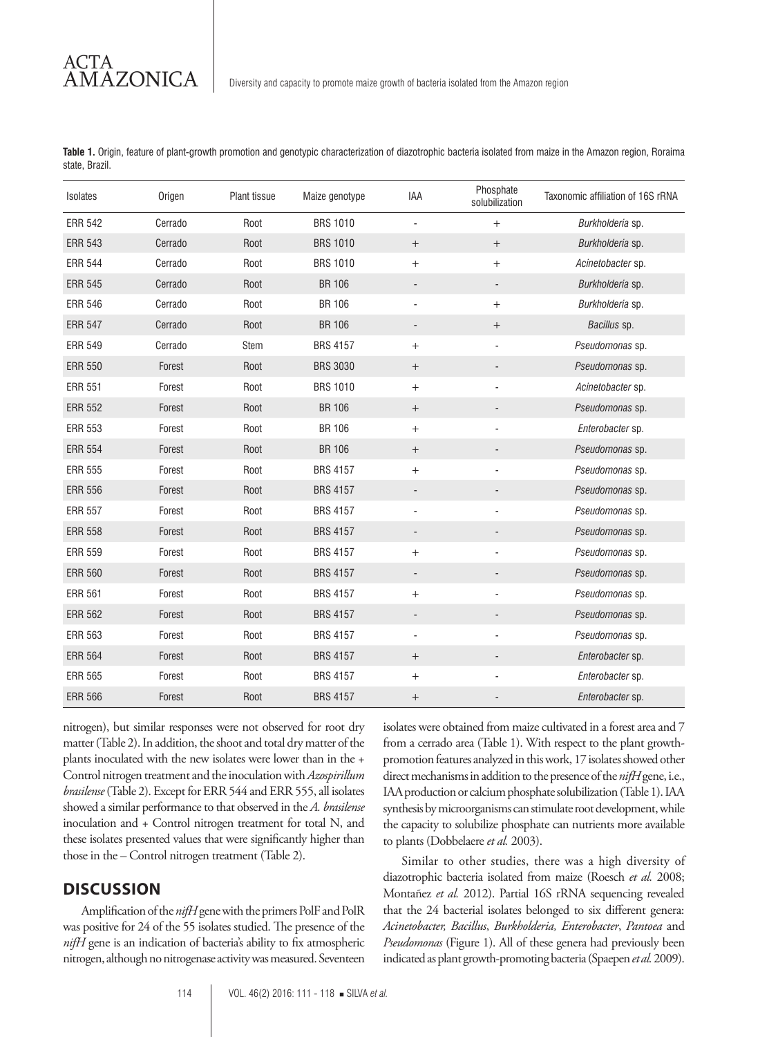**Table 1.** Origin, feature of plant-growth promotion and genotypic characterization of diazotrophic bacteria isolated from maize in the Amazon region, Roraima state, Brazil.

| Isolates | Origen | Plant tissue | Maize genotype | IAA | Phosphate solubilization | Taxonomic affiliation of 16S rRNA |
|---|---|---|---|---|---|---|
| ERR 542 | Cerrado | Root | BRS 1010 | - | + | *Burkholderia* sp. |
| ERR 543 | Cerrado | Root | BRS 1010 | + | + | *Burkholderia* sp. |
| ERR 544 | Cerrado | Root | BRS 1010 | + | + | *Acinetobacter* sp. |
| ERR 545 | Cerrado | Root | BR 106 | - | - | *Burkholderia* sp. |
| ERR 546 | Cerrado | Root | BR 106 | - | + | *Burkholderia* sp. |
| ERR 547 | Cerrado | Root | BR 106 | - | + | *Bacillus* sp. |
| ERR 549 | Cerrado | Stem | BRS 4157 | + | - | *Pseudomonas* sp. |
| ERR 550 | Forest | Root | BRS 3030 | + | - | *Pseudomonas* sp. |
| ERR 551 | Forest | Root | BRS 1010 | + | - | *Acinetobacter* sp. |
| ERR 552 | Forest | Root | BR 106 | + | - | *Pseudomonas* sp. |
| ERR 553 | Forest | Root | BR 106 | + | - | *Enterobacter* sp. |
| ERR 554 | Forest | Root | BR 106 | + | - | *Pseudomonas* sp. |
| ERR 555 | Forest | Root | BRS 4157 | + | - | *Pseudomonas* sp. |
| ERR 556 | Forest | Root | BRS 4157 | - | - | *Pseudomonas* sp. |
| ERR 557 | Forest | Root | BRS 4157 | - | - | *Pseudomonas* sp. |
| ERR 558 | Forest | Root | BRS 4157 | - | - | *Pseudomonas* sp. |
| ERR 559 | Forest | Root | BRS 4157 | + | - | *Pseudomonas* sp. |
| ERR 560 | Forest | Root | BRS 4157 | - | - | *Pseudomonas* sp. |
| ERR 561 | Forest | Root | BRS 4157 | + | - | *Pseudomonas* sp. |
| ERR 562 | Forest | Root | BRS 4157 | - | - | *Pseudomonas* sp. |
| ERR 563 | Forest | Root | BRS 4157 | - | - | *Pseudomonas* sp. |
| ERR 564 | Forest | Root | BRS 4157 | + | - | *Enterobacter* sp. |
| ERR 565 | Forest | Root | BRS 4157 | + | - | *Enterobacter* sp. |
| ERR 566 | Forest | Root | BRS 4157 | + | - | *Enterobacter* sp. |

nitrogen), but similar responses were not observed for root dry matter (Table 2). In addition, the shoot and total dry matter of the plants inoculated with the new isolates were lower than in the + Control nitrogen treatment and the inoculation with *Azospirillum brasilense* (Table 2). Except for ERR 544 and ERR 555, all isolates showed a similar performance to that observed in the *A. brasilense* inoculation and + Control nitrogen treatment for total N, and these isolates presented values that were significantly higher than those in the – Control nitrogen treatment (Table 2).

## DISCUSSION

Amplification of the *nifH* gene with the primers PolF and PolR was positive for 24 of the 55 isolates studied. The presence of the *nifH* gene is an indication of bacteria's ability to fix atmospheric nitrogen, although no nitrogenase activity was measured. Seventeen isolates were obtained from maize cultivated in a forest area and 7 from a cerrado area (Table 1). With respect to the plant growth-promotion features analyzed in this work, 17 isolates showed other direct mechanisms in addition to the presence of the *nifH* gene, i.e., IAA production or calcium phosphate solubilization (Table 1). IAA synthesis by microorganisms can stimulate root development, while the capacity to solubilize phosphate can nutrients more available to plants (Dobbelaere *et al.* 2003).

Similar to other studies, there was a high diversity of diazotrophic bacteria isolated from maize (Roesch *et al.* 2008; Montañez *et al.* 2012). Partial 16S rRNA sequencing revealed that the 24 bacterial isolates belonged to six different genera: *Acinetobacter, Bacillus*, *Burkholderia, Enterobacter*, *Pantoea* and *Pseudomonas* (Figure 1). All of these genera had previously been indicated as plant growth-promoting bacteria (Spaepen *et al.* 2009).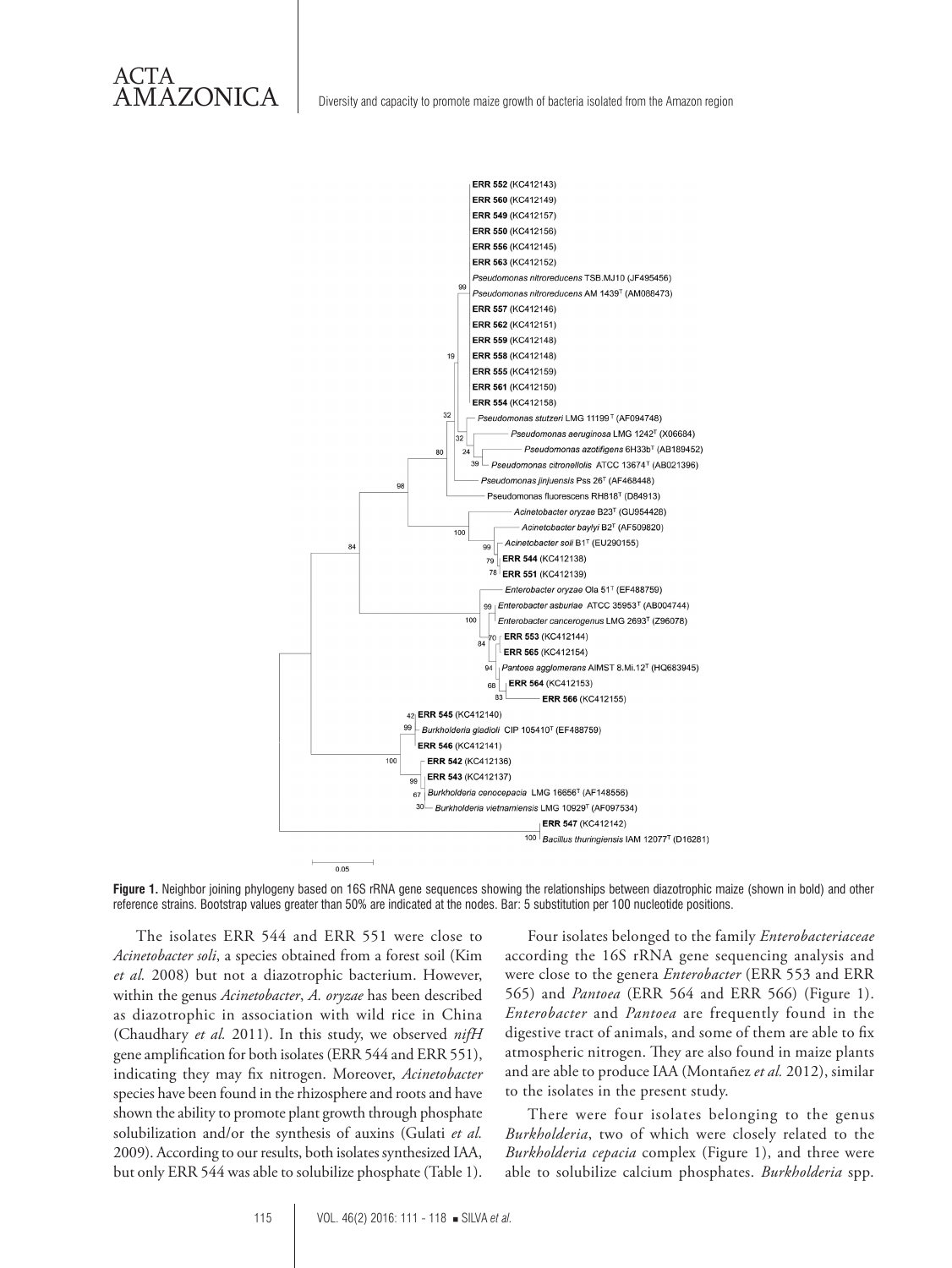**Figure 1.** Neighbor joining phylogeny based on 16S rRNA gene sequences showing the relationships between diazotrophic maize (shown in bold) and other reference strains. Bootstrap values greater than 50% are indicated at the nodes. Bar: 5 substitution per 100 nucleotide positions.

The isolates ERR 544 and ERR 551 were close to *Acinetobacter soli*, a species obtained from a forest soil (Kim *et al.* 2008) but not a diazotrophic bacterium. However, within the genus *Acinetobacter*, *A. oryzae* has been described as diazotrophic in association with wild rice in China (Chaudhary *et al.* 2011). In this study, we observed *nifH* gene amplification for both isolates (ERR 544 and ERR 551), indicating they may fix nitrogen. Moreover, *Acinetobacter* species have been found in the rhizosphere and roots and have shown the ability to promote plant growth through phosphate solubilization and/or the synthesis of auxins (Gulati *et al.* 2009). According to our results, both isolates synthesized IAA, but only ERR 544 was able to solubilize phosphate (Table 1).

Four isolates belonged to the family *Enterobacteriaceae* according the 16S rRNA gene sequencing analysis and were close to the genera *Enterobacter* (ERR 553 and ERR 565) and *Pantoea* (ERR 564 and ERR 566) (Figure 1). *Enterobacter* and *Pantoea* are frequently found in the digestive tract of animals, and some of them are able to fix atmospheric nitrogen. They are also found in maize plants and are able to produce IAA (Montañez *et al.* 2012), similar to the isolates in the present study.

There were four isolates belonging to the genus *Burkholderia*, two of which were closely related to the *Burkholderia cepacia* complex (Figure 1), and three were able to solubilize calcium phosphates. *Burkholderia* spp.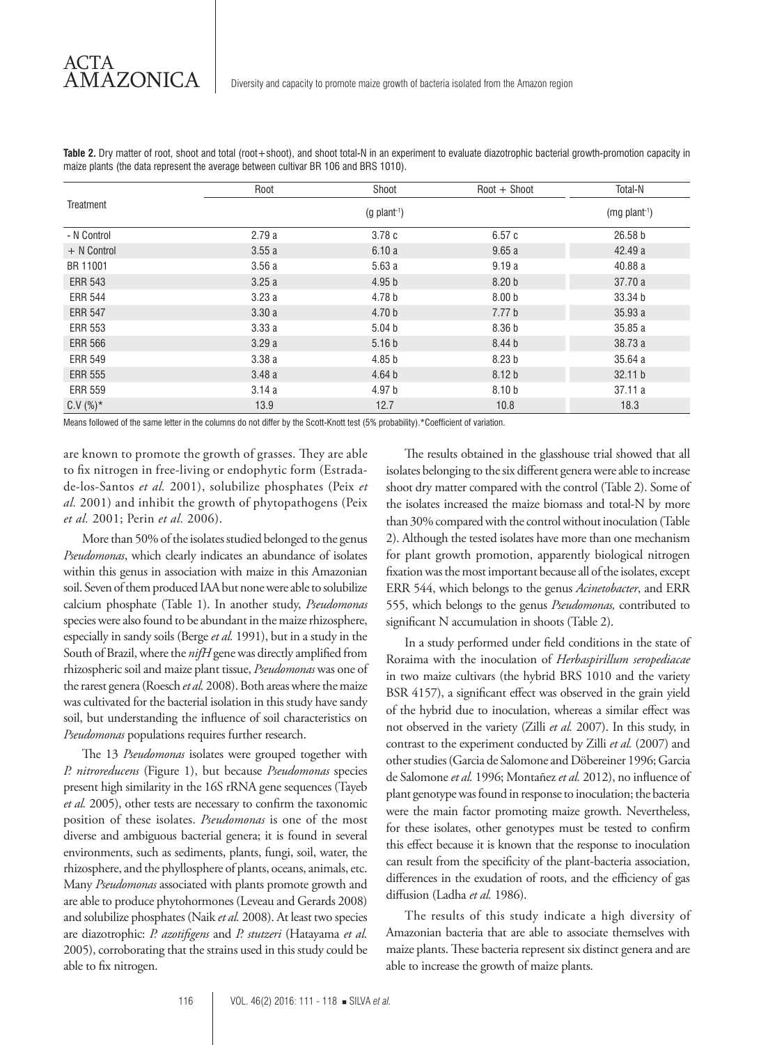**Table 2.** Dry matter of root, shoot and total (root+shoot), and shoot total-N in an experiment to evaluate diazotrophic bacterial growth-promotion capacity in maize plants (the data represent the average between cultivar BR 106 and BRS 1010).

| Treatment | Root | Shoot | Root + Shoot | Total-N |
|---|---|---|---|---|
| | (g plant$^{-1}$) | | | (mg plant$^{-1}$) |
| - N Control | 2.79 a | 3.78 c | 6.57 c | 26.58 b |
| + N Control | 3.55 a | 6.10 a | 9.65 a | 42.49 a |
| BR 11001 | 3.56 a | 5.63 a | 9.19 a | 40.88 a |
| ERR 543 | 3.25 a | 4.95 b | 8.20 b | 37.70 a |
| ERR 544 | 3.23 a | 4.78 b | 8.00 b | 33.34 b |
| ERR 547 | 3.30 a | 4.70 b | 7.77 b | 35.93 a |
| ERR 553 | 3.33 a | 5.04 b | 8.36 b | 35.85 a |
| ERR 566 | 3.29 a | 5.16 b | 8.44 b | 38.73 a |
| ERR 549 | 3.38 a | 4.85 b | 8.23 b | 35.64 a |
| ERR 555 | 3.48 a | 4.64 b | 8.12 b | 32.11 b |
| ERR 559 | 3.14 a | 4.97 b | 8.10 b | 37.11 a |
| C.V (%)* | 13.9 | 12.7 | 10.8 | 18.3 |

Means followed of the same letter in the columns do not differ by the Scott-Knott test (5% probability).*Coefficient of variation.

are known to promote the growth of grasses. They are able to fix nitrogen in free-living or endophytic form (Estrada-de-los-Santos *et al.* 2001), solubilize phosphates (Peix *et al.* 2001) and inhibit the growth of phytopathogens (Peix *et al.* 2001; Perin *et al.* 2006).

More than 50% of the isolates studied belonged to the genus *Pseudomonas*, which clearly indicates an abundance of isolates within this genus in association with maize in this Amazonian soil. Seven of them produced IAA but none were able to solubilize calcium phosphate (Table 1). In another study, *Pseudomonas* species were also found to be abundant in the maize rhizosphere, especially in sandy soils (Berge *et al.* 1991), but in a study in the South of Brazil, where the *nifH* gene was directly amplified from rhizospheric soil and maize plant tissue, *Pseudomonas* was one of the rarest genera (Roesch *et al.* 2008). Both areas where the maize was cultivated for the bacterial isolation in this study have sandy soil, but understanding the influence of soil characteristics on *Pseudomonas* populations requires further research.

The 13 *Pseudomonas* isolates were grouped together with *P. nitroreducens* (Figure 1), but because *Pseudomonas* species present high similarity in the 16S rRNA gene sequences (Tayeb *et al.* 2005), other tests are necessary to confirm the taxonomic position of these isolates. *Pseudomonas* is one of the most diverse and ambiguous bacterial genera; it is found in several environments, such as sediments, plants, fungi, soil, water, the rhizosphere, and the phyllosphere of plants, oceans, animals, etc. Many *Pseudomonas* associated with plants promote growth and are able to produce phytohormones (Leveau and Gerards 2008) and solubilize phosphates (Naik *et al.* 2008). At least two species are diazotrophic: *P. azotifigens* and *P. stutzeri* (Hatayama *et al.* 2005), corroborating that the strains used in this study could be able to fix nitrogen.

The results obtained in the glasshouse trial showed that all isolates belonging to the six different genera were able to increase shoot dry matter compared with the control (Table 2). Some of the isolates increased the maize biomass and total-N by more than 30% compared with the control without inoculation (Table 2). Although the tested isolates have more than one mechanism for plant growth promotion, apparently biological nitrogen fixation was the most important because all of the isolates, except ERR 544, which belongs to the genus *Acinetobacter*, and ERR 555, which belongs to the genus *Pseudomonas,* contributed to significant N accumulation in shoots (Table 2).

In a study performed under field conditions in the state of Roraima with the inoculation of *Herbaspirillum seropediacae* in two maize cultivars (the hybrid BRS 1010 and the variety BSR 4157), a significant effect was observed in the grain yield of the hybrid due to inoculation, whereas a similar effect was not observed in the variety (Zilli *et al.* 2007). In this study, in contrast to the experiment conducted by Zilli *et al.* (2007) and other studies (Garcia de Salomone and Döbereiner 1996; Garcia de Salomone *et al.* 1996; Montañez *et al.* 2012), no influence of plant genotype was found in response to inoculation; the bacteria were the main factor promoting maize growth. Nevertheless, for these isolates, other genotypes must be tested to confirm this effect because it is known that the response to inoculation can result from the specificity of the plant-bacteria association, differences in the exudation of roots, and the efficiency of gas diffusion (Ladha *et al.* 1986).

The results of this study indicate a high diversity of Amazonian bacteria that are able to associate themselves with maize plants. These bacteria represent six distinct genera and are able to increase the growth of maize plants.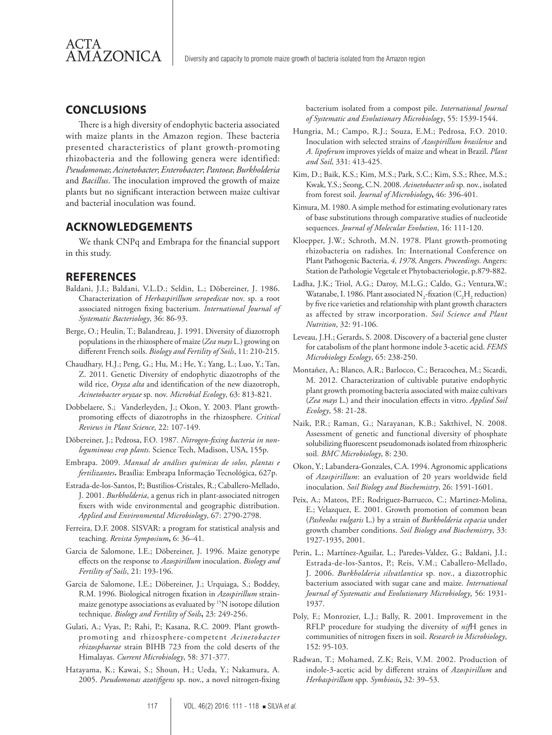## CONCLUSIONS

There is a high diversity of endophytic bacteria associated with maize plants in the Amazon region. These bacteria presented characteristics of plant growth-promoting rhizobacteria and the following genera were identified: *Pseudomonas*; *Acinetobacter*; *Enterobacter*; *Pantoea*; *Burkholderia* and *Bacillus*. The inoculation improved the growth of maize plants but no significant interaction between maize cultivar and bacterial inoculation was found.

## ACKNOWLEDGEMENTS

We thank CNPq and Embrapa for the financial support in this study.

## REFERENCES

Baldani, J.I.; Baldani, V.L.D.; Seldin, L.; Döbereiner, J. 1986. Characterization of *Herbaspirillum seropedicae* nov. sp. a root associated nitrogen fixing bacterium. *International Journal of Systematic Bacteriology*, 36: 86-93.

Berge, O.; Heulin, T.; Balandreau, J. 1991. Diversity of diazotroph populations in the rhizosphere of maize (*Zea mays* L.) growing on different French soils. *Biology and Fertility of Soils*, 11: 210-215.

Chaudhary, H.J.; Peng, G.; Hu, M.; He, Y.; Yang, L.; Luo, Y.; Tan, Z. 2011. Genetic Diversity of endophytic diazotrophs of the wild rice, *Oryza alta* and identification of the new diazotroph, *Acinetobacter oryzae* sp. nov. *Microbial Ecology*, 63: 813-821.

Dobbelaere, S.; Vanderleyden, J.; Okon, Y. 2003. Plant growth-promoting effects of diazotrophs in the rhizosphere. *Critical Reviews in Plant Science*, 22: 107-149.

Döbereiner, J.; Pedrosa, F.O. 1987. *Nitrogen-fixing bacteria in non-leguminous crop plants*. Science Tech, Madison, USA, 155p.

Embrapa. 2009. *Manual de análises químicas de solos, plantas e fertilizantes***.** Brasília: Embrapa Informação Tecnológica, 627p.

Estrada-de-los-Santos, P.; Bustilios-Cristales, R.; Caballero-Mellado, J. 2001. *Burkholderia*, a genus rich in plant-associated nitrogen fixers with wide environmental and geographic distribution. *Applied and Environmental Microbiology*, 67: 2790-2798.

Ferreira, D.F. 2008. SISVAR: a program for statistical analysis and teaching. *Revista Symposium***,** 6: 36–41.

Garcia de Salomone, I.E.; Döbereiner, J. 1996. Maize genotype effects on the response to *Azospirillum* inoculation. *Biology and Fertility of Soils*, 21: 193-196.

Garcia de Salomone, I.E.; Döbereiner, J.; Urquiaga, S.; Boddey, R.M. 1996. Biological nitrogen fixation in *Azospirillum* strain-maize genotype associations as evaluated by $^{15}$N isotope dilution technique. *Biology and Fertility of Soils***,** 23: 249-256.

Gulati, A.; Vyas, P.; Rahi, P.; Kasana, R.C. 2009. Plant growth-promoting and rhizosphere-competent *Acinetobacter rhizosphaerae* strain BIHB 723 from the cold deserts of the Himalayas. *Current Microbiology*, 58: 371-377.

Hatayama, K.; Kawai, S.; Shoun, H.; Ueda, Y.; Nakamura, A. 2005. *Pseudomonas azotifigens* sp. nov., a novel nitrogen-fixing bacterium isolated from a compost pile. *International Journal of Systematic and Evolutionary Microbiology*, 55: 1539-1544.

Hungria, M.; Campo, R.J.; Souza, E.M.; Pedrosa, F.O. 2010. Inoculation with selected strains of *Azospirillum brasilense* and *A. lipoferum* improves yields of maize and wheat in Brazil. *Plant and Soil*, 331: 413-425.

Kim, D.; Baik, K.S.; Kim, M.S.; Park, S.C.; Kim, S.S.; Rhee, M.S.; Kwak, Y.S.; Seong, C.N. 2008. *Acinetobacter soli* sp. nov., isolated from forest soil. *Journal of Microbiology***,** 46: 396-401.

Kimura, M. 1980. A simple method for estimating evolutionary rates of base substitutions through comparative studies of nucleotide sequences. *Journal of Molecular Evolution*, 16: 111-120.

Kloepper, J.W.; Schroth, M.N. 1978. Plant growth-promoting rhizobacteria on radishes. In: International Conference on Plant Pathogenic Bacteria, *4, 1978,* Angers. *Proceedings*. Angers: Station de Pathologie Vegetale et Phytobacteriologie, p.879-882.

Ladha, J.K.; Triol, A.G.; Daroy, M.L.G.; Caldo, G.; Ventura,W.; Watanabe, I. 1986. Plant associated $N_2$-fixation ($C_2H_2$ reduction) by five rice varieties and relationship with plant growth characters as affected by straw incorporation. *Soil Science and Plant Nutrition*, 32: 91-106.

Leveau, J.H.; Gerards, S. 2008. Discovery of a bacterial gene cluster for catabolism of the plant hormone indole 3-acetic acid. *FEMS Microbiology Ecology*, 65: 238-250.

Montañez, A.; Blanco, A.R.; Barlocco, C.; Beracochea, M.; Sicardi, M. 2012. Characterization of cultivable putative endophytic plant growth promoting bacteria associated with maize cultivars (*Zea mays* L.) and their inoculation effects in vitro. *Applied Soil Ecology*, 58: 21-28.

Naik, P.R.; Raman, G.; Narayanan, K.B.; Sakthivel, N. 2008. Assessment of genetic and functional diversity of phosphate solubilizing fluorescent pseudomonads isolated from rhizospheric soil. *BMC Microbiology*, 8: 230.

Okon, Y.; Labandera-Gonzales, C.A. 1994. Agronomic applications of *Azospirillum*: an evaluation of 20 years worldwide field inoculation. *Soil Biology and Biochemistry*, 26: 1591-1601.

Peix, A.; Mateos, P.F.; Rodriguez-Barrueco, C.; Martinez-Molina, E.; Velazquez, E. 2001. Growth promotion of common bean (*Pasheolus vulgaris* L.) by a strain of *Burkholderia cepacia* under growth chamber conditions. *Soil Biology and Biochemistry*, 33: 1927-1935, 2001.

Perin, L.; Martínez-Aguilar, L.; Paredes-Valdez, G.; Baldani, J.I.; Estrada-de-los-Santos, P.; Reis, V.M.; Caballero-Mellado, J. 2006. *Burkholderia silvatlantica* sp. nov., a diazotrophic bacterium associated with sugar cane and maize. *International Journal of Systematic and Evolutionary Microbiology*, 56: 1931-1937.

Poly, F.; Monrozier, L.J.; Bally, R. 2001. Improvement in the RFLP procedure for studying the diversity of *nif*H genes in communities of nitrogen fixers in soil. *Research in Microbiology*, 152: 95-103.

Radwan, T.; Mohamed, Z.K; Reis, V.M. 2002. Production of indole-3-acetic acid by different strains of *Azospirillum* and *Herbaspirillum* spp. *Symbiosis***,** 32: 39–53.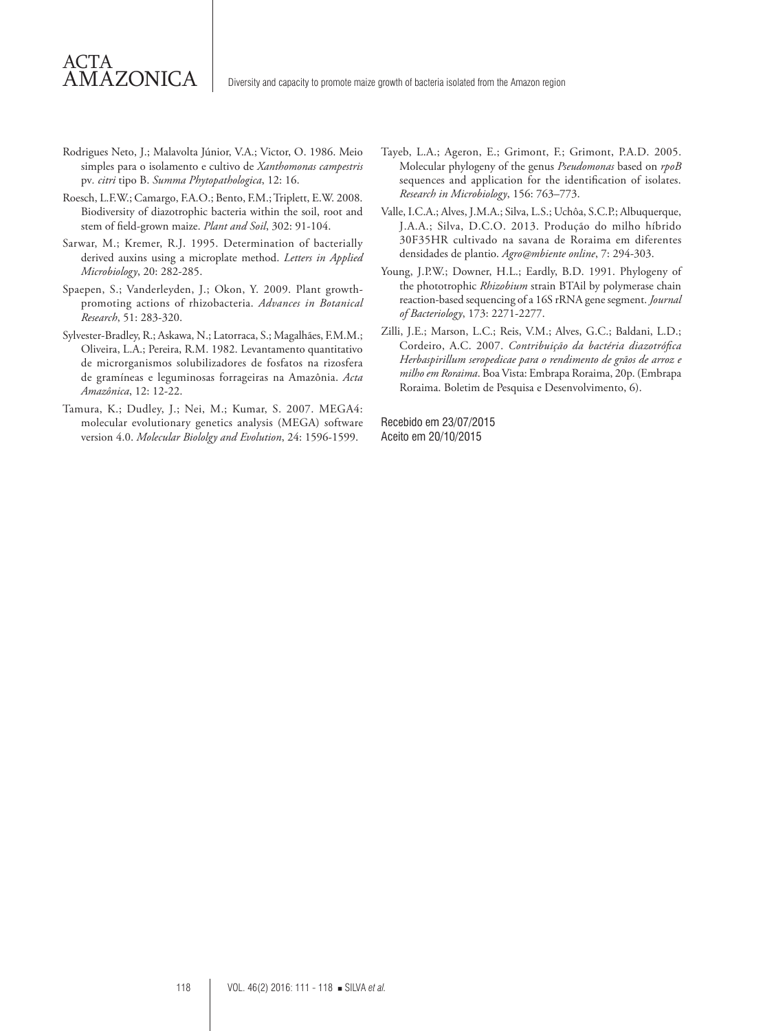Rodrigues Neto, J.; Malavolta Júnior, V.A.; Victor, O. 1986. Meio simples para o isolamento e cultivo de *Xanthomonas campestris* pv. *citri* tipo B. *Summa Phytopathologica*, 12: 16.

Roesch, L.F.W.; Camargo, F.A.O.; Bento, F.M.; Triplett, E.W. 2008. Biodiversity of diazotrophic bacteria within the soil, root and stem of field-grown maize. *Plant and Soil*, 302: 91-104.

Sarwar, M.; Kremer, R.J. 1995. Determination of bacterially derived auxins using a microplate method. *Letters in Applied Microbiology*, 20: 282-285.

Spaepen, S.; Vanderleyden, J.; Okon, Y. 2009. Plant growth-promoting actions of rhizobacteria. *Advances in Botanical Research*, 51: 283-320.

Sylvester-Bradley, R.; Askawa, N.; Latorraca, S.; Magalhães, F.M.M.; Oliveira, L.A.; Pereira, R.M. 1982. Levantamento quantitativo de microrganismos solubilizadores de fosfatos na rizosfera de gramíneas e leguminosas forrageiras na Amazônia. *Acta Amazônica*, 12: 12-22.

Tamura, K.; Dudley, J.; Nei, M.; Kumar, S. 2007. MEGA4: molecular evolutionary genetics analysis (MEGA) software version 4.0. *Molecular Biololgy and Evolution*, 24: 1596-1599.

Tayeb, L.A.; Ageron, E.; Grimont, F.; Grimont, P.A.D. 2005. Molecular phylogeny of the genus *Pseudomonas* based on *rpoB* sequences and application for the identification of isolates. *Research in Microbiology*, 156: 763–773.

Valle, I.C.A.; Alves, J.M.A.; Silva, L.S.; Uchôa, S.C.P.; Albuquerque, J.A.A.; Silva, D.C.O. 2013. Produção do milho híbrido 30F35HR cultivado na savana de Roraima em diferentes densidades de plantio. *Agro@mbiente online*, 7: 294-303.

Young, J.P.W.; Downer, H.L.; Eardly, B.D. 1991. Phylogeny of the phototrophic *Rhizobium* strain BTAil by polymerase chain reaction-based sequencing of a 16S rRNA gene segment. *Journal of Bacteriology*, 173: 2271-2277.

Zilli, J.E.; Marson, L.C.; Reis, V.M.; Alves, G.C.; Baldani, L.D.; Cordeiro, A.C. 2007. *Contribuição da bactéria diazotrófica Herbaspirillum seropedicae para o rendimento de grãos de arroz e milho em Roraima*. Boa Vista: Embrapa Roraima, 20p. (Embrapa Roraima. Boletim de Pesquisa e Desenvolvimento, 6).

Recebido em 23/07/2015
Aceito em 20/10/2015